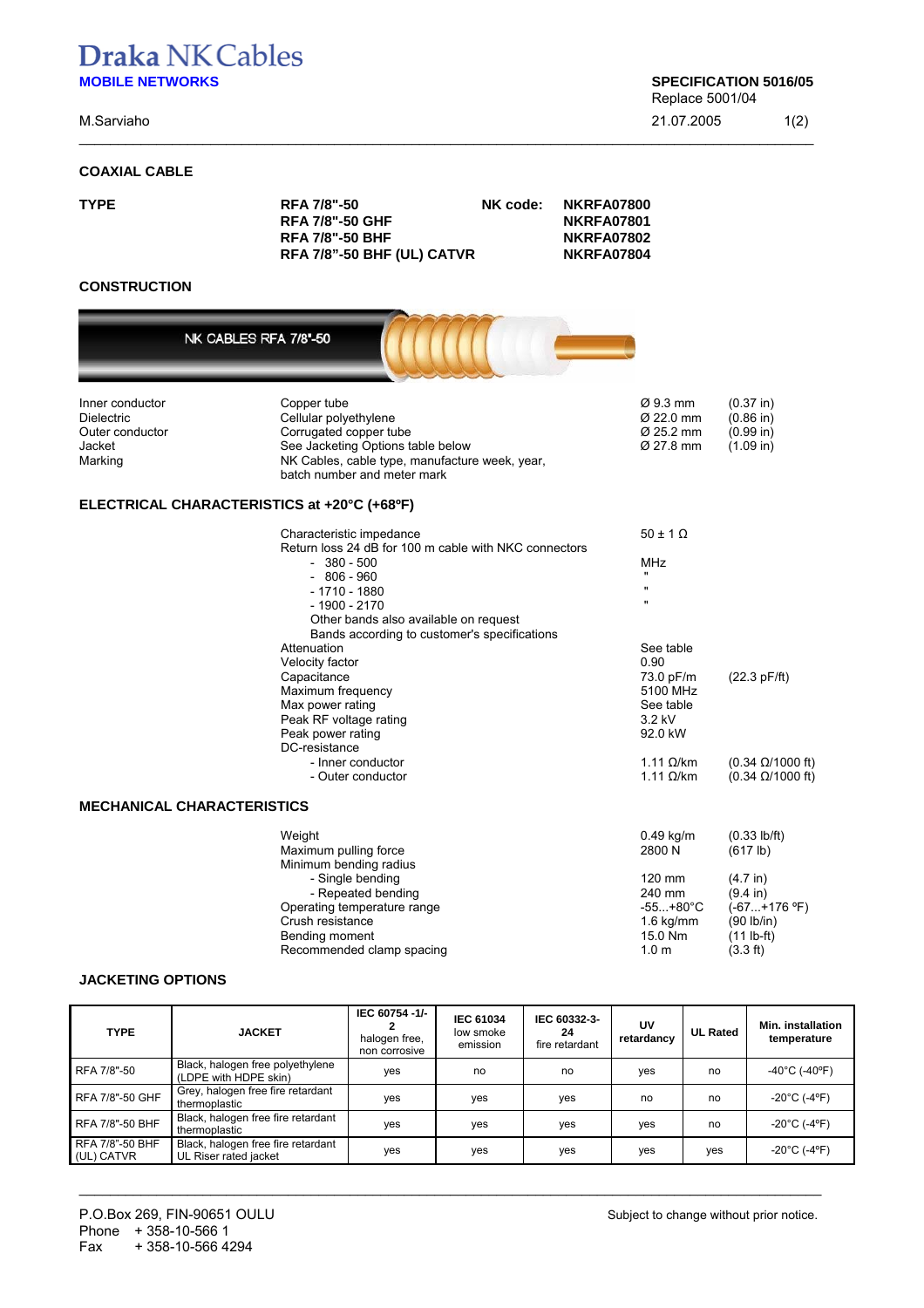# Draka NK Cables

**MOBILE NETWORKS**

**SPECIFICATION 5016/05**
Replace 5001/04

M.Sarviaho

21.07.2005

## COAXIAL CABLE

**TYPE**

| Type | NK code |
|---|---|
| **RFA 7/8"-50** | **NKRFA07800** |
| **RFA 7/8"-50 GHF** | **NKRFA07801** |
| **RFA 7/8"-50 BHF** | **NKRFA07802** |
| **RFA 7/8"-50 BHF (UL) CATVR** | **NKRFA07804** |

## CONSTRUCTION

NK CABLES RFA 7/8"-50

| | | | |
|---|---|---|---|
| Inner conductor | Copper tube | Ø 9.3 mm | (0.37 in) |
| Dielectric | Cellular polyethylene | Ø 22.0 mm | (0.86 in) |
| Outer conductor | Corrugated copper tube | Ø 25.2 mm | (0.99 in) |
| Jacket | See Jacketing Options table below | Ø 27.8 mm | (1.09 in) |
| Marking | NK Cables, cable type, manufacture week, year, batch number and meter mark | | |

## ELECTRICAL CHARACTERISTICS at +20°C (+68ºF)

| | | |
|---|---|---|
| Characteristic impedance | 50 ± 1 Ω | |
| Return loss 24 dB for 100 m cable with NKC connectors | | |
| - 380 - 500 | MHz | |
| - 806 - 960 | " | |
| - 1710 - 1880 | " | |
| - 1900 - 2170 | " | |
| Other bands also available on request | | |
| Bands according to customer's specifications | | |
| Attenuation | See table | |
| Velocity factor | 0.90 | |
| Capacitance | 73.0 pF/m | (22.3 pF/ft) |
| Maximum frequency | 5100 MHz | |
| Max power rating | See table | |
| Peak RF voltage rating | 3.2 kV | |
| Peak power rating | 92.0 kW | |
| DC-resistance | | |
| - Inner conductor | 1.11 Ω/km | (0.34 Ω/1000 ft) |
| - Outer conductor | 1.11 Ω/km | (0.34 Ω/1000 ft) |

## MECHANICAL CHARACTERISTICS

| | | |
|---|---|---|
| Weight | 0.49 kg/m | (0.33 lb/ft) |
| Maximum pulling force | 2800 N | (617 lb) |
| Minimum bending radius | | |
| - Single bending | 120 mm | (4.7 in) |
| - Repeated bending | 240 mm | (9.4 in) |
| Operating temperature range | -55...+80°C | (-67...+176 ºF) |
| Crush resistance | 1.6 kg/mm | (90 lb/in) |
| Bending moment | 15.0 Nm | (11 lb-ft) |
| Recommended clamp spacing | 1.0 m | (3.3 ft) |

## JACKETING OPTIONS

| TYPE | JACKET | IEC 60754 -1/-2 halogen free, non corrosive | IEC 61034 low smoke emission | IEC 60332-3-24 fire retardant | UV retardancy | UL Rated | Min. installation temperature |
|---|---|---|---|---|---|---|---|
| RFA 7/8"-50 | Black, halogen free polyethylene (LDPE with HDPE skin) | yes | no | no | yes | no | -40°C (-40ºF) |
| RFA 7/8"-50 GHF | Grey, halogen free fire retardant thermoplastic | yes | yes | yes | no | no | -20°C (-4ºF) |
| RFA 7/8"-50 BHF | Black, halogen free fire retardant thermoplastic | yes | yes | yes | yes | no | -20°C (-4ºF) |
| RFA 7/8"-50 BHF (UL) CATVR | Black, halogen free fire retardant UL Riser rated jacket | yes | yes | yes | yes | yes | -20°C (-4ºF) |

P.O.Box 269, FIN-90651 OULU
Phone + 358-10-566 1
Fax + 358-10-566 4294

Subject to change without prior notice.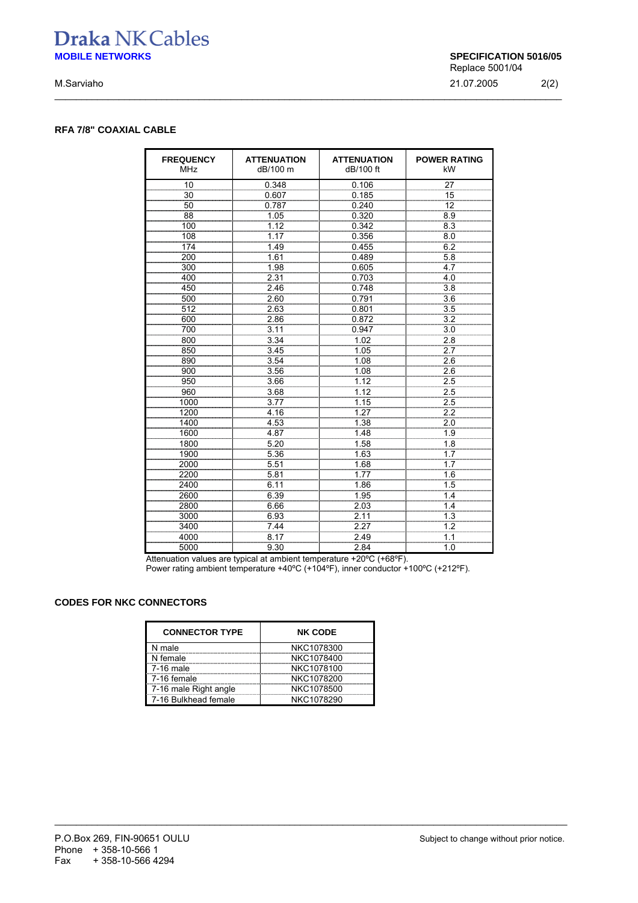## RFA 7/8" COAXIAL CABLE

| FREQUENCY MHz | ATTENUATION dB/100 m | ATTENUATION dB/100 ft | POWER RATING kW |
|---|---|---|---|
| 10 | 0.348 | 0.106 | 27 |
| 30 | 0.607 | 0.185 | 15 |
| 50 | 0.787 | 0.240 | 12 |
| 88 | 1.05 | 0.320 | 8.9 |
| 100 | 1.12 | 0.342 | 8.3 |
| 108 | 1.17 | 0.356 | 8.0 |
| 174 | 1.49 | 0.455 | 6.2 |
| 200 | 1.61 | 0.489 | 5.8 |
| 300 | 1.98 | 0.605 | 4.7 |
| 400 | 2.31 | 0.703 | 4.0 |
| 450 | 2.46 | 0.748 | 3.8 |
| 500 | 2.60 | 0.791 | 3.6 |
| 512 | 2.63 | 0.801 | 3.5 |
| 600 | 2.86 | 0.872 | 3.2 |
| 700 | 3.11 | 0.947 | 3.0 |
| 800 | 3.34 | 1.02 | 2.8 |
| 850 | 3.45 | 1.05 | 2.7 |
| 890 | 3.54 | 1.08 | 2.6 |
| 900 | 3.56 | 1.08 | 2.6 |
| 950 | 3.66 | 1.12 | 2.5 |
| 960 | 3.68 | 1.12 | 2.5 |
| 1000 | 3.77 | 1.15 | 2.5 |
| 1200 | 4.16 | 1.27 | 2.2 |
| 1400 | 4.53 | 1.38 | 2.0 |
| 1600 | 4.87 | 1.48 | 1.9 |
| 1800 | 5.20 | 1.58 | 1.8 |
| 1900 | 5.36 | 1.63 | 1.7 |
| 2000 | 5.51 | 1.68 | 1.7 |
| 2200 | 5.81 | 1.77 | 1.6 |
| 2400 | 6.11 | 1.86 | 1.5 |
| 2600 | 6.39 | 1.95 | 1.4 |
| 2800 | 6.66 | 2.03 | 1.4 |
| 3000 | 6.93 | 2.11 | 1.3 |
| 3400 | 7.44 | 2.27 | 1.2 |
| 4000 | 8.17 | 2.49 | 1.1 |
| 5000 | 9.30 | 2.84 | 1.0 |

Attenuation values are typical at ambient temperature +20ºC (+68ºF).
Power rating ambient temperature +40ºC (+104ºF), inner conductor +100ºC (+212ºF).

## CODES FOR NKC CONNECTORS

| CONNECTOR TYPE | NK CODE |
|---|---|
| N male | NKC1078300 |
| N female | NKC1078400 |
| 7-16 male | NKC1078100 |
| 7-16 female | NKC1078200 |
| 7-16 male Right angle | NKC1078500 |
| 7-16 Bulkhead female | NKC1078290 |